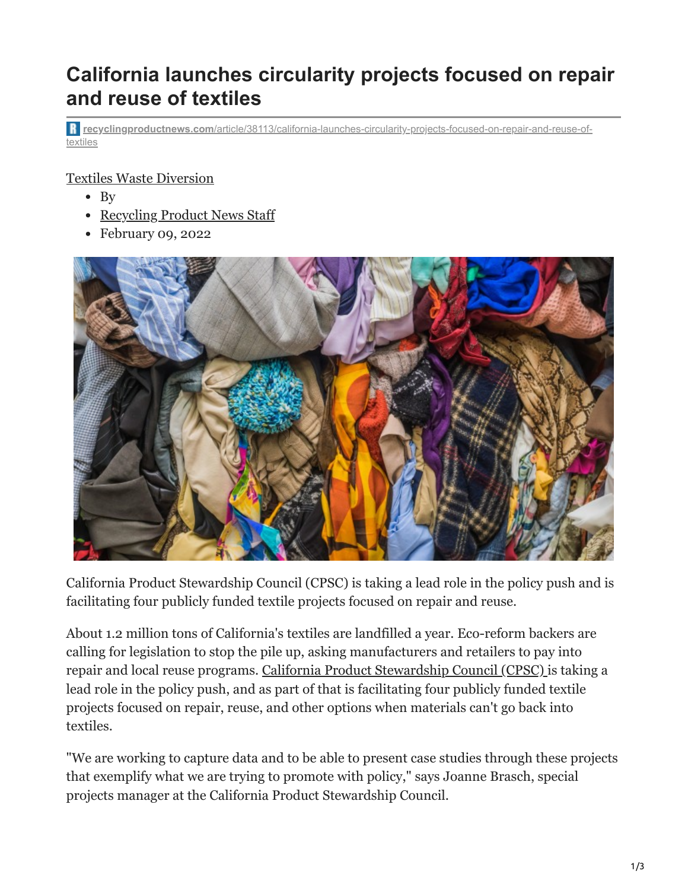# California launches circularity projects focused on repair and reuse of textiles

recyclingproductnews.com/article/38113/california-launches-circularity-projects-focused-on-repair-and-reuse-of-textiles

Textiles Waste Diversion

- By
- Recycling Product News Staff
- February 09, 2022

California Product Stewardship Council (CPSC) is taking a lead role in the policy push and is facilitating four publicly funded textile projects focused on repair and reuse.

About 1.2 million tons of California's textiles are landfilled a year. Eco-reform backers are calling for legislation to stop the pile up, asking manufacturers and retailers to pay into repair and local reuse programs. California Product Stewardship Council (CPSC) is taking a lead role in the policy push, and as part of that is facilitating four publicly funded textile projects focused on repair, reuse, and other options when materials can't go back into textiles.

"We are working to capture data and to be able to present case studies through these projects that exemplify what we are trying to promote with policy," says Joanne Brasch, special projects manager at the California Product Stewardship Council.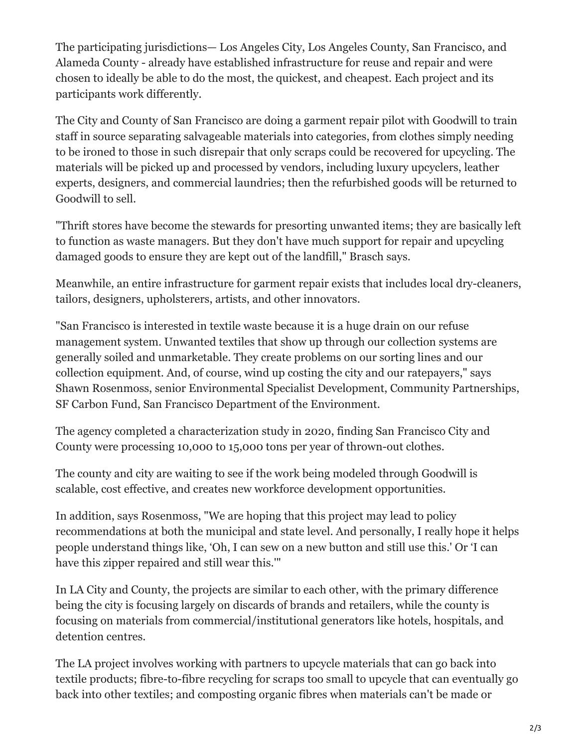The participating jurisdictions— Los Angeles City, Los Angeles County, San Francisco, and Alameda County - already have established infrastructure for reuse and repair and were chosen to ideally be able to do the most, the quickest, and cheapest. Each project and its participants work differently.

The City and County of San Francisco are doing a garment repair pilot with Goodwill to train staff in source separating salvageable materials into categories, from clothes simply needing to be ironed to those in such disrepair that only scraps could be recovered for upcycling. The materials will be picked up and processed by vendors, including luxury upcyclers, leather experts, designers, and commercial laundries; then the refurbished goods will be returned to Goodwill to sell.

"Thrift stores have become the stewards for presorting unwanted items; they are basically left to function as waste managers. But they don't have much support for repair and upcycling damaged goods to ensure they are kept out of the landfill," Brasch says.

Meanwhile, an entire infrastructure for garment repair exists that includes local dry-cleaners, tailors, designers, upholsterers, artists, and other innovators.

"San Francisco is interested in textile waste because it is a huge drain on our refuse management system. Unwanted textiles that show up through our collection systems are generally soiled and unmarketable. They create problems on our sorting lines and our collection equipment. And, of course, wind up costing the city and our ratepayers," says Shawn Rosenmoss, senior Environmental Specialist Development, Community Partnerships, SF Carbon Fund, San Francisco Department of the Environment.

The agency completed a characterization study in 2020, finding San Francisco City and County were processing 10,000 to 15,000 tons per year of thrown-out clothes.

The county and city are waiting to see if the work being modeled through Goodwill is scalable, cost effective, and creates new workforce development opportunities.

In addition, says Rosenmoss, "We are hoping that this project may lead to policy recommendations at both the municipal and state level. And personally, I really hope it helps people understand things like, 'Oh, I can sew on a new button and still use this.' Or 'I can have this zipper repaired and still wear this.'"

In LA City and County, the projects are similar to each other, with the primary difference being the city is focusing largely on discards of brands and retailers, while the county is focusing on materials from commercial/institutional generators like hotels, hospitals, and detention centres.

The LA project involves working with partners to upcycle materials that can go back into textile products; fibre-to-fibre recycling for scraps too small to upcycle that can eventually go back into other textiles; and composting organic fibres when materials can't be made or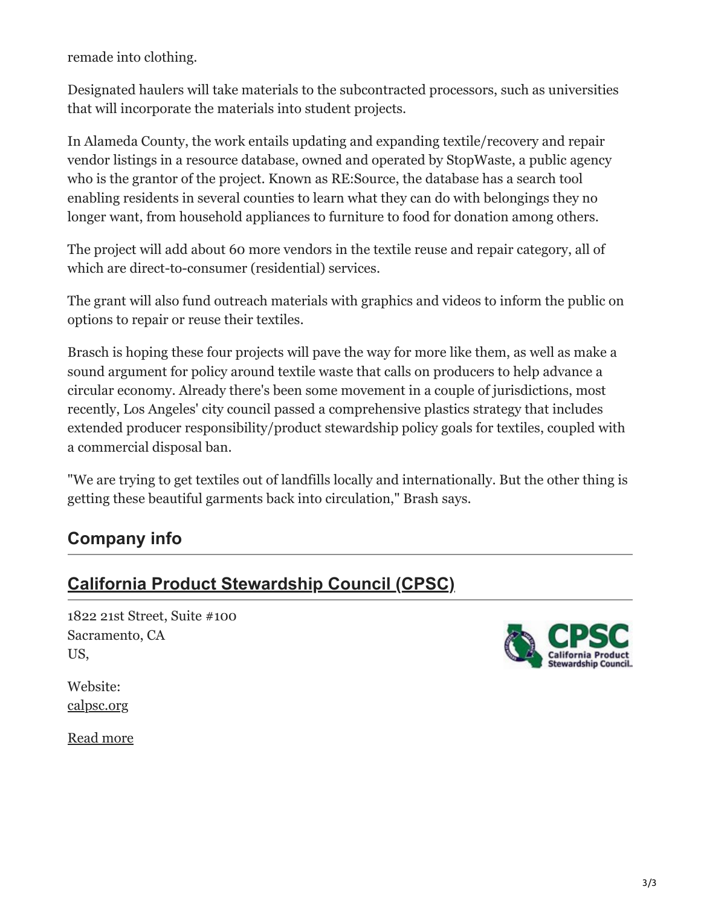remade into clothing.

Designated haulers will take materials to the subcontracted processors, such as universities that will incorporate the materials into student projects.

In Alameda County, the work entails updating and expanding textile/recovery and repair vendor listings in a resource database, owned and operated by StopWaste, a public agency who is the grantor of the project. Known as RE:Source, the database has a search tool enabling residents in several counties to learn what they can do with belongings they no longer want, from household appliances to furniture to food for donation among others.

The project will add about 60 more vendors in the textile reuse and repair category, all of which are direct-to-consumer (residential) services.

The grant will also fund outreach materials with graphics and videos to inform the public on options to repair or reuse their textiles.

Brasch is hoping these four projects will pave the way for more like them, as well as make a sound argument for policy around textile waste that calls on producers to help advance a circular economy. Already there's been some movement in a couple of jurisdictions, most recently, Los Angeles' city council passed a comprehensive plastics strategy that includes extended producer responsibility/product stewardship policy goals for textiles, coupled with a commercial disposal ban.

"We are trying to get textiles out of landfills locally and internationally. But the other thing is getting these beautiful garments back into circulation," Brash says.

## Company info

### California Product Stewardship Council (CPSC)

1822 21st Street, Suite #100
Sacramento, CA
US,

Website:
calpsc.org

Read more